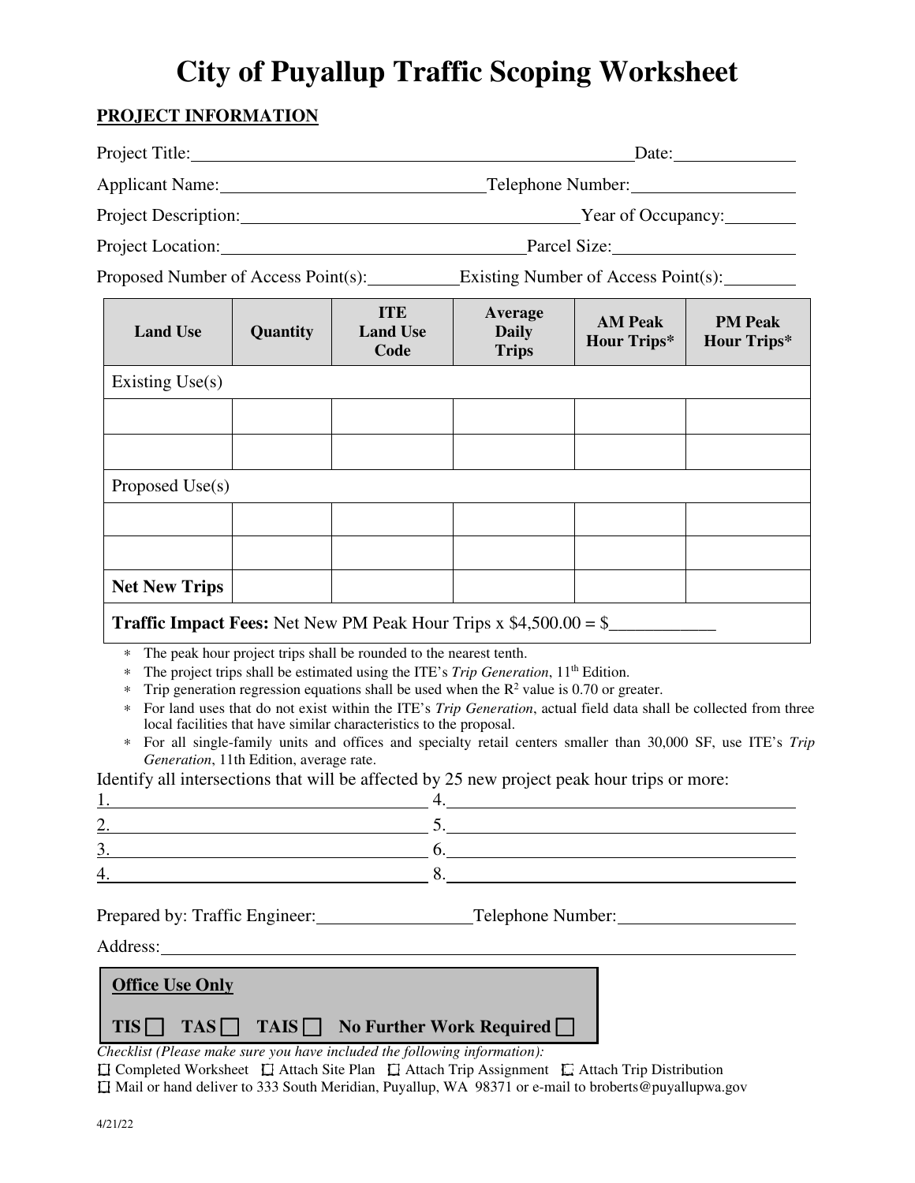# City of Puyallup Traffic Scoping Worksheet

**PROJECT INFORMATION**

Project Title: ____________________ Date: __________

Applicant Name: ____________________ Telephone Number: __________

Project Description: ____________________ Year of Occupancy: __________

Project Location: ____________________ Parcel Size: __________

Proposed Number of Access Point(s): __________ Existing Number of Access Point(s): __________

| Land Use | Quantity | ITE Land Use Code | Average Daily Trips | AM Peak Hour Trips* | PM Peak Hour Trips* |
|---|---|---|---|---|---|
| Existing Use(s) | | | | | |
| | | | | | |
| | | | | | |
| Proposed Use(s) | | | | | |
| | | | | | |
| | | | | | |
| **Net New Trips** | | | | | |
| **Traffic Impact Fees:** Net New PM Peak Hour Trips x $4,500.00 = $____________ | | | | | |

- The peak hour project trips shall be rounded to the nearest tenth.
- The project trips shall be estimated using the ITE's *Trip Generation*, 11th Edition.
- Trip generation regression equations shall be used when the $R^2$ value is 0.70 or greater.
- For land uses that do not exist within the ITE's *Trip Generation*, actual field data shall be collected from three local facilities that have similar characteristics to the proposal.
- For all single-family units and offices and specialty retail centers smaller than 30,000 SF, use ITE's *Trip Generation*, 11th Edition, average rate.

Identify all intersections that will be affected by 25 new project peak hour trips or more:

1. ____________________ 4. ____________________
2. ____________________ 5. ____________________
3. ____________________ 6. ____________________
4. ____________________ 8. ____________________

Prepared by: Traffic Engineer: ____________________ Telephone Number: ____________________

Address: ____________________

**Office Use Only**

**TIS** ☐ **TAS** ☐ **TAIS** ☐ **No Further Work Required** ☐

*Checklist (Please make sure you have included the following information):*

☐ Completed Worksheet ☐ Attach Site Plan ☐ Attach Trip Assignment ☐ Attach Trip Distribution

☐ Mail or hand deliver to 333 South Meridian, Puyallup, WA 98371 or e-mail to broberts@puyallupwa.gov

4/21/22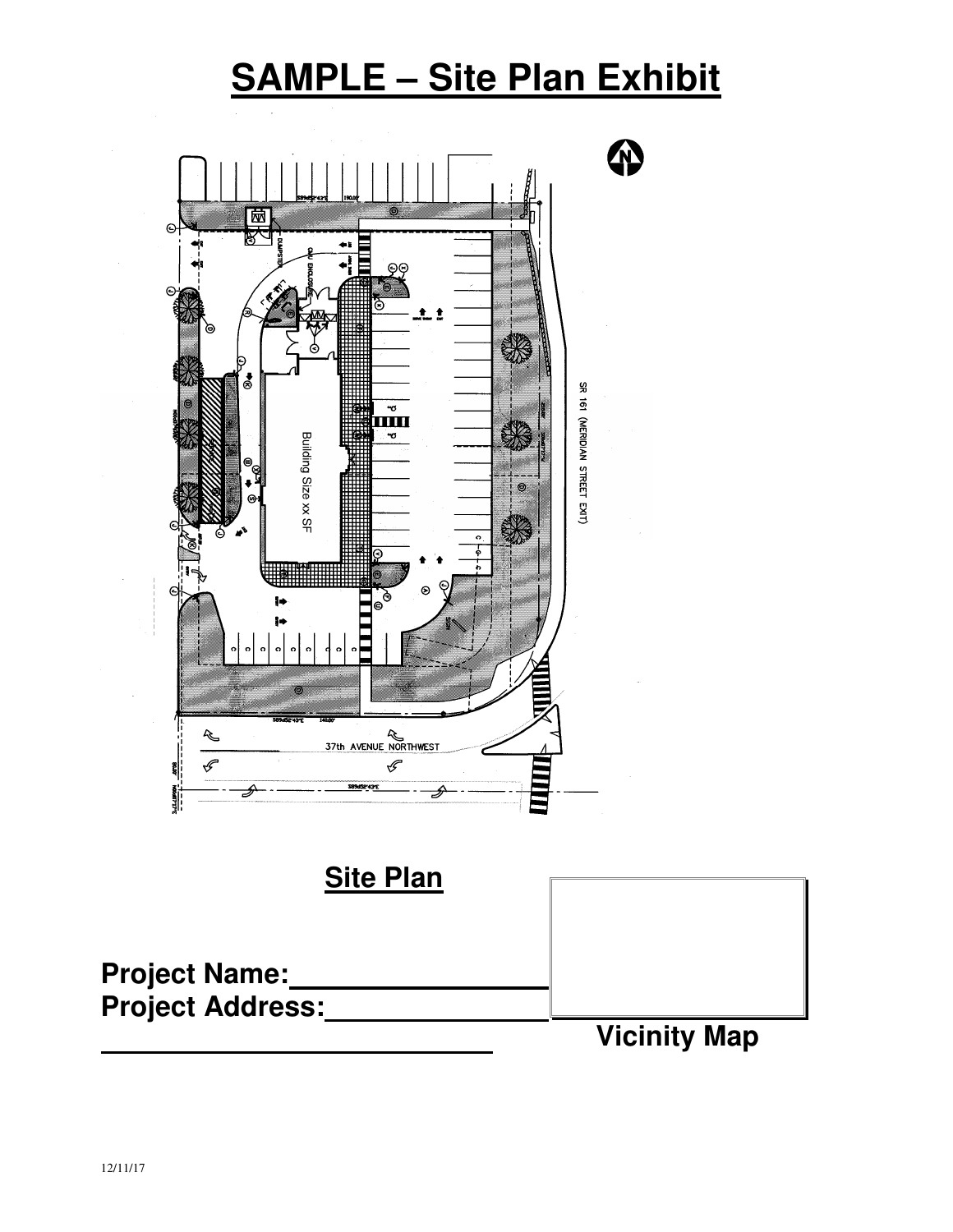# SAMPLE – Site Plan Exhibit

Building Size xx SF

SR 161 (MERIDIAN STREET EXIT)

37th AVENUE NORTHWEST

**Site Plan**

**Project Name:**\_\_\_\_\_\_\_\_\_\_\_\_\_\_\_\_
**Project Address:**\_\_\_\_\_\_\_\_\_\_\_\_\_\_\_\_
\_\_\_\_\_\_\_\_\_\_\_\_\_\_\_\_\_\_\_\_\_\_\_\_\_\_\_\_

**Vicinity Map**

12/11/17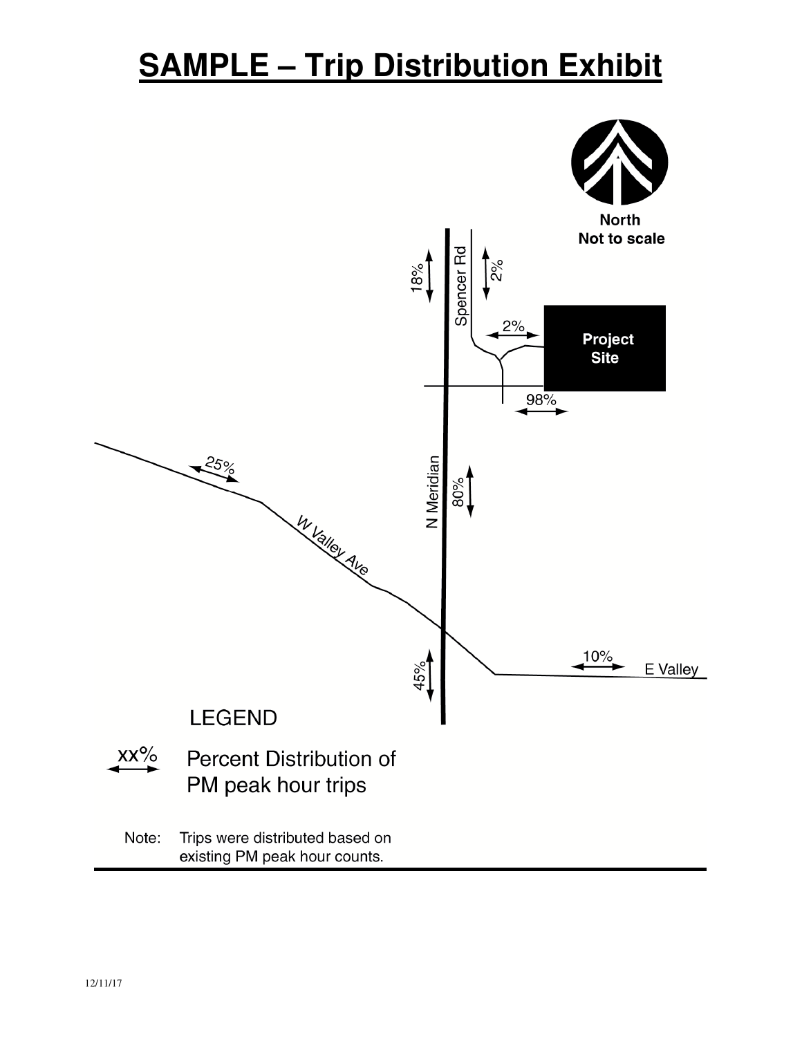# SAMPLE – Trip Distribution Exhibit

North
Not to scale

Spencer Rd

Project Site

N Meridian

W Valley Ave

E Valley

18%

2%

2%

98%

25%

80%

45%

10%

LEGEND

xx% Percent Distribution of PM peak hour trips

Note: Trips were distributed based on existing PM peak hour counts.

12/11/17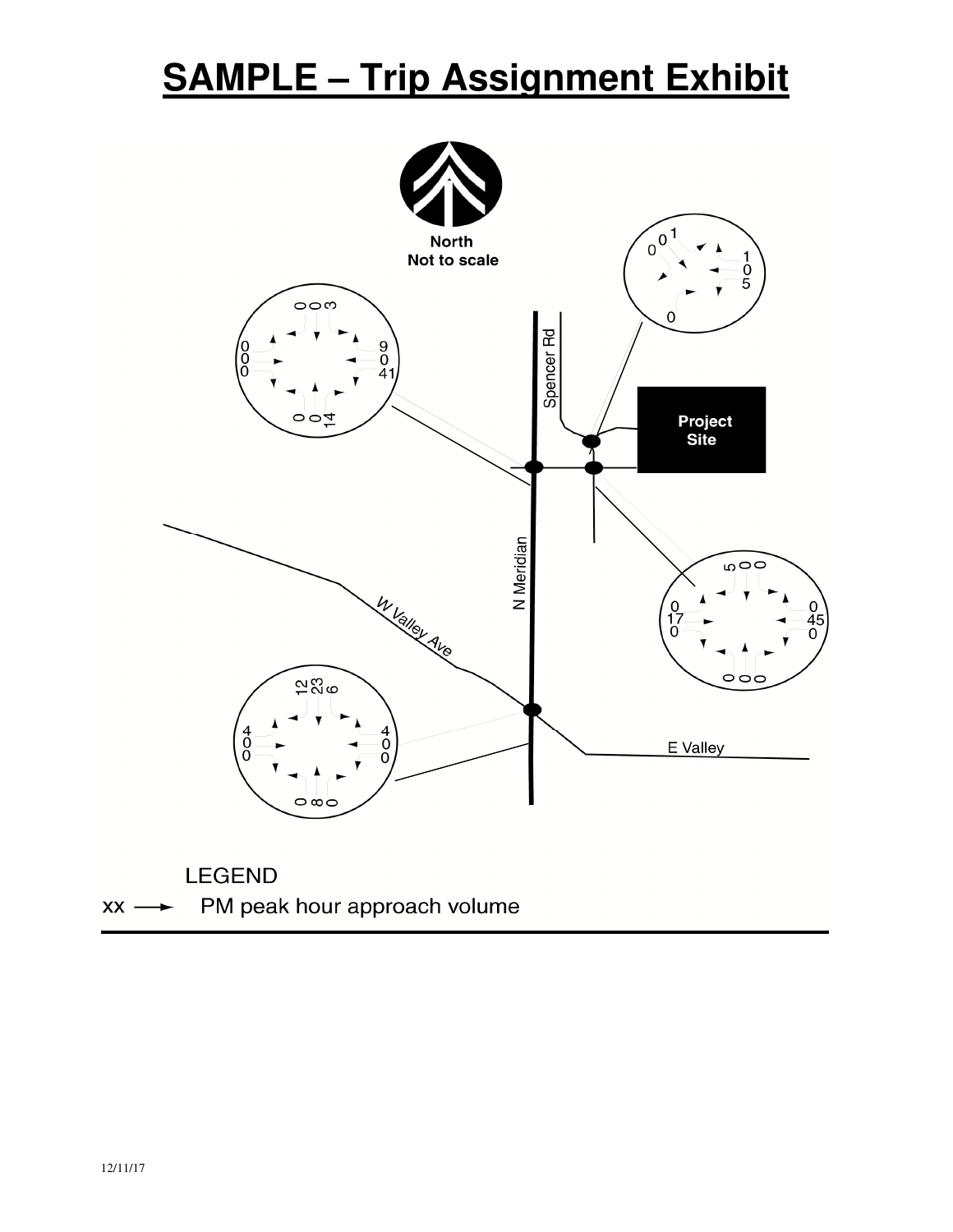# SAMPLE – Trip Assignment Exhibit

North
Not to scale

Spencer Rd

Project Site

N Meridian

W Valley Ave

E Valley

0 0 3
0 0 0
9 0 41
0 0 14

0 0 1
1 0 5
0

5 0 0
0 17 0
0 45 0
0 0 0

12 23 6
4 0 0
4 0 0
0 8 0

LEGEND

xx ⟶ PM peak hour approach volume

12/11/17